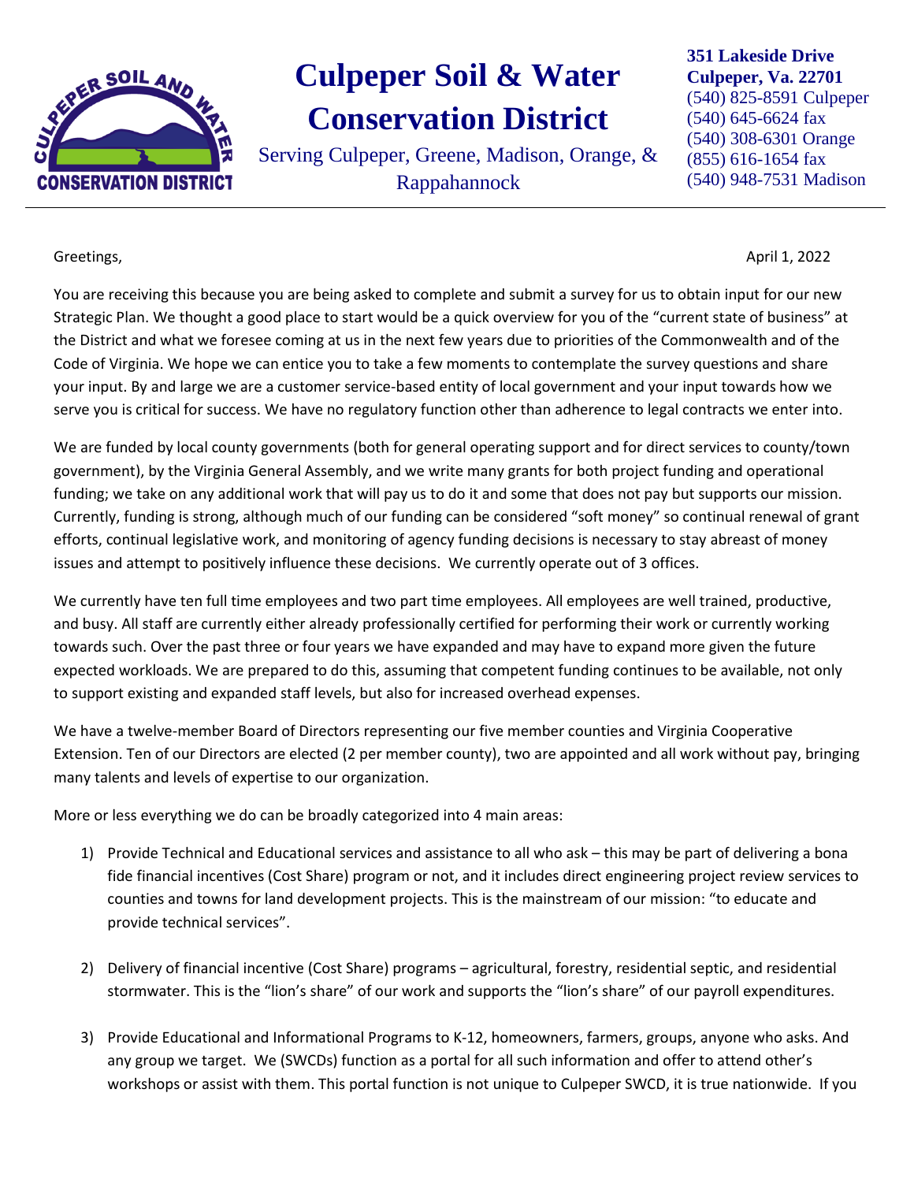# Culpeper Soil & Water Conservation District

Serving Culpeper, Greene, Madison, Orange, & Rappahannock

**351 Lakeside Drive**
**Culpeper, Va. 22701**
(540) 825-8591 Culpeper
(540) 645-6624 fax
(540) 308-6301 Orange
(855) 616-1654 fax
(540) 948-7531 Madison

---

Greetings,

April 1, 2022

You are receiving this because you are being asked to complete and submit a survey for us to obtain input for our new Strategic Plan. We thought a good place to start would be a quick overview for you of the "current state of business" at the District and what we foresee coming at us in the next few years due to priorities of the Commonwealth and of the Code of Virginia. We hope we can entice you to take a few moments to contemplate the survey questions and share your input. By and large we are a customer service-based entity of local government and your input towards how we serve you is critical for success. We have no regulatory function other than adherence to legal contracts we enter into.

We are funded by local county governments (both for general operating support and for direct services to county/town government), by the Virginia General Assembly, and we write many grants for both project funding and operational funding; we take on any additional work that will pay us to do it and some that does not pay but supports our mission. Currently, funding is strong, although much of our funding can be considered "soft money" so continual renewal of grant efforts, continual legislative work, and monitoring of agency funding decisions is necessary to stay abreast of money issues and attempt to positively influence these decisions. We currently operate out of 3 offices.

We currently have ten full time employees and two part time employees. All employees are well trained, productive, and busy. All staff are currently either already professionally certified for performing their work or currently working towards such. Over the past three or four years we have expanded and may have to expand more given the future expected workloads. We are prepared to do this, assuming that competent funding continues to be available, not only to support existing and expanded staff levels, but also for increased overhead expenses.

We have a twelve-member Board of Directors representing our five member counties and Virginia Cooperative Extension. Ten of our Directors are elected (2 per member county), two are appointed and all work without pay, bringing many talents and levels of expertise to our organization.

More or less everything we do can be broadly categorized into 4 main areas:

1) Provide Technical and Educational services and assistance to all who ask – this may be part of delivering a bona fide financial incentives (Cost Share) program or not, and it includes direct engineering project review services to counties and towns for land development projects. This is the mainstream of our mission: "to educate and provide technical services".

2) Delivery of financial incentive (Cost Share) programs – agricultural, forestry, residential septic, and residential stormwater. This is the "lion's share" of our work and supports the "lion's share" of our payroll expenditures.

3) Provide Educational and Informational Programs to K-12, homeowners, farmers, groups, anyone who asks. And any group we target. We (SWCDs) function as a portal for all such information and offer to attend other's workshops or assist with them. This portal function is not unique to Culpeper SWCD, it is true nationwide. If you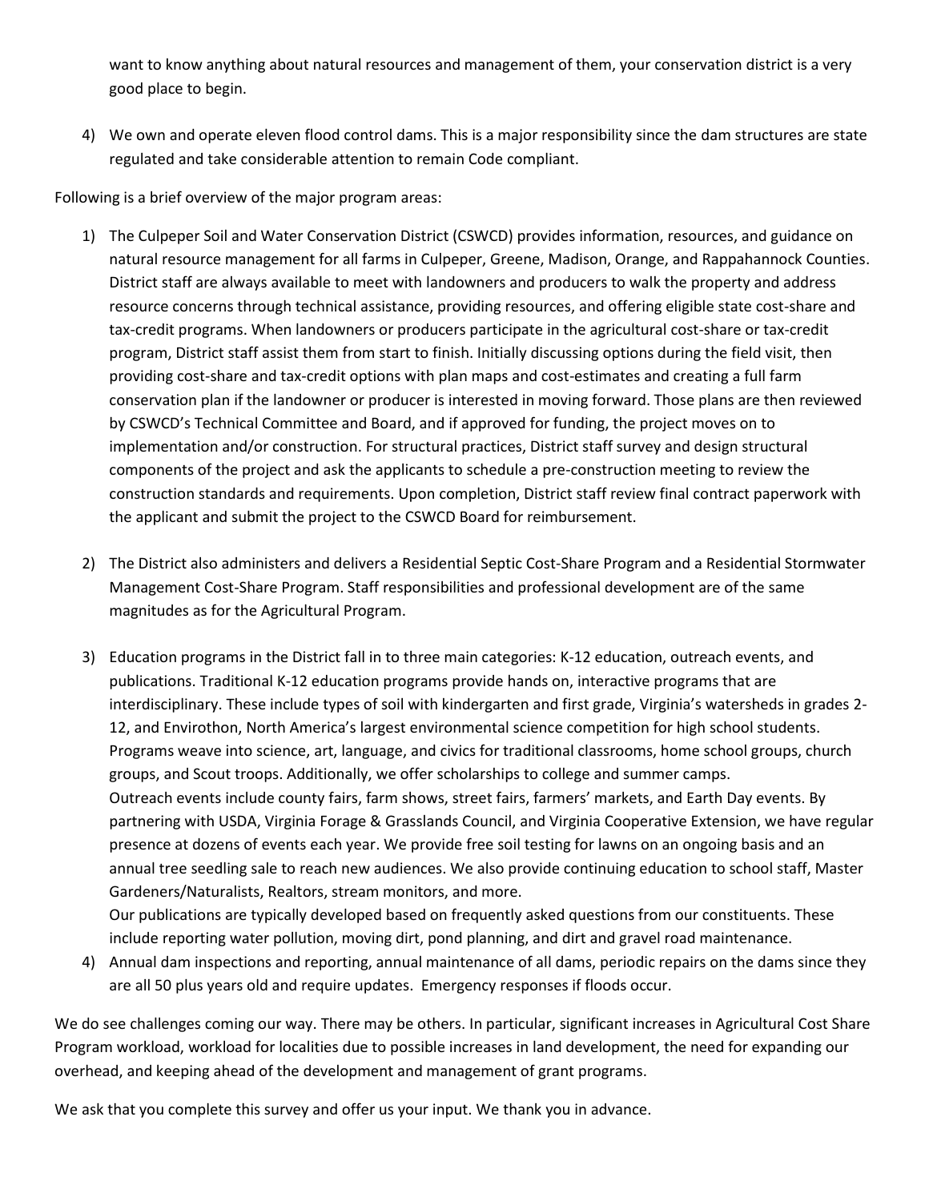want to know anything about natural resources and management of them, your conservation district is a very good place to begin.

4) We own and operate eleven flood control dams. This is a major responsibility since the dam structures are state regulated and take considerable attention to remain Code compliant.

Following is a brief overview of the major program areas:

1) The Culpeper Soil and Water Conservation District (CSWCD) provides information, resources, and guidance on natural resource management for all farms in Culpeper, Greene, Madison, Orange, and Rappahannock Counties. District staff are always available to meet with landowners and producers to walk the property and address resource concerns through technical assistance, providing resources, and offering eligible state cost-share and tax-credit programs. When landowners or producers participate in the agricultural cost-share or tax-credit program, District staff assist them from start to finish. Initially discussing options during the field visit, then providing cost-share and tax-credit options with plan maps and cost-estimates and creating a full farm conservation plan if the landowner or producer is interested in moving forward. Those plans are then reviewed by CSWCD's Technical Committee and Board, and if approved for funding, the project moves on to implementation and/or construction. For structural practices, District staff survey and design structural components of the project and ask the applicants to schedule a pre-construction meeting to review the construction standards and requirements. Upon completion, District staff review final contract paperwork with the applicant and submit the project to the CSWCD Board for reimbursement.

2) The District also administers and delivers a Residential Septic Cost-Share Program and a Residential Stormwater Management Cost-Share Program. Staff responsibilities and professional development are of the same magnitudes as for the Agricultural Program.

3) Education programs in the District fall in to three main categories: K-12 education, outreach events, and publications. Traditional K-12 education programs provide hands on, interactive programs that are interdisciplinary. These include types of soil with kindergarten and first grade, Virginia's watersheds in grades 2-12, and Envirothon, North America's largest environmental science competition for high school students. Programs weave into science, art, language, and civics for traditional classrooms, home school groups, church groups, and Scout troops. Additionally, we offer scholarships to college and summer camps.
   Outreach events include county fairs, farm shows, street fairs, farmers' markets, and Earth Day events. By partnering with USDA, Virginia Forage & Grasslands Council, and Virginia Cooperative Extension, we have regular presence at dozens of events each year. We provide free soil testing for lawns on an ongoing basis and an annual tree seedling sale to reach new audiences. We also provide continuing education to school staff, Master Gardeners/Naturalists, Realtors, stream monitors, and more.
   Our publications are typically developed based on frequently asked questions from our constituents. These include reporting water pollution, moving dirt, pond planning, and dirt and gravel road maintenance.

4) Annual dam inspections and reporting, annual maintenance of all dams, periodic repairs on the dams since they are all 50 plus years old and require updates. Emergency responses if floods occur.

We do see challenges coming our way. There may be others. In particular, significant increases in Agricultural Cost Share Program workload, workload for localities due to possible increases in land development, the need for expanding our overhead, and keeping ahead of the development and management of grant programs.

We ask that you complete this survey and offer us your input. We thank you in advance.